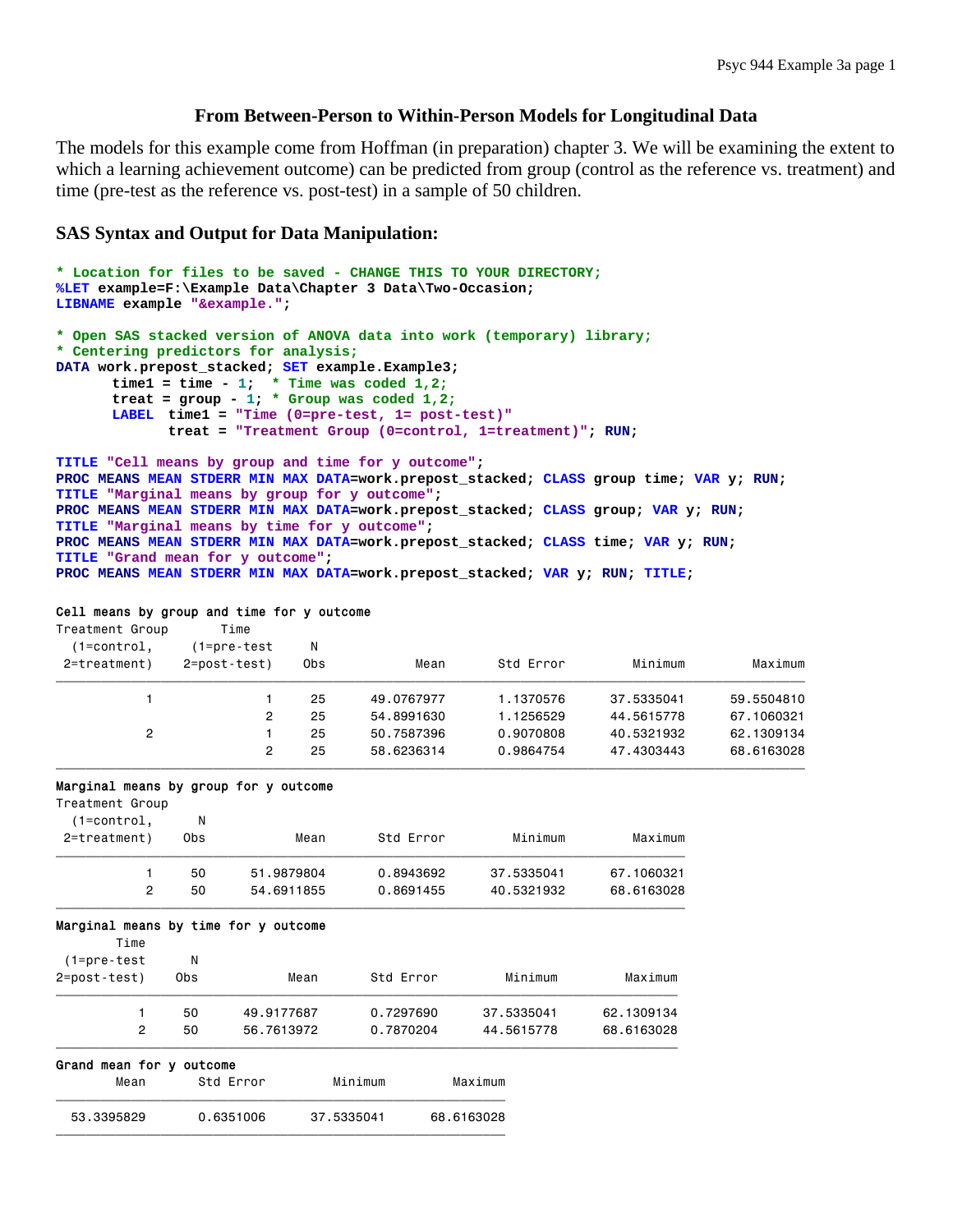## From Between-Person to Within-Person Models for Longitudinal Data

The models for this example come from Hoffman (in preparation) chapter 3. We will be examining the extent to which a learning achievement outcome) can be predicted from group (control as the reference vs. treatment) and time (pre-test as the reference vs. post-test) in a sample of 50 children.

### SAS Syntax and Output for Data Manipulation:

```
* Location for files to be saved - CHANGE THIS TO YOUR DIRECTORY;
%LET example=F:\Example Data\Chapter 3 Data\Two-Occasion;
LIBNAME example "&example.";

* Open SAS stacked version of ANOVA data into work (temporary) library;
* Centering predictors for analysis;
DATA work.prepost_stacked; SET example.Example3;
      time1 = time - 1;  * Time was coded 1,2;
      treat = group - 1; * Group was coded 1,2;
      LABEL  time1 = "Time (0=pre-test, 1= post-test)"
             treat = "Treatment Group (0=control, 1=treatment)"; RUN;

TITLE "Cell means by group and time for y outcome";
PROC MEANS MEAN STDERR MIN MAX DATA=work.prepost_stacked; CLASS group time; VAR y; RUN;
TITLE "Marginal means by group for y outcome";
PROC MEANS MEAN STDERR MIN MAX DATA=work.prepost_stacked; CLASS group; VAR y; RUN;
TITLE "Marginal means by time for y outcome";
PROC MEANS MEAN STDERR MIN MAX DATA=work.prepost_stacked; CLASS time; VAR y; RUN;
TITLE "Grand mean for y outcome";
PROC MEANS MEAN STDERR MIN MAX DATA=work.prepost_stacked; VAR y; RUN; TITLE;
```

Cell means by group and time for y outcome

| Treatment Group (1=control, 2=treatment) | Time (1=pre-test 2=post-test) | N Obs | Mean | Std Error | Minimum | Maximum |
|---|---|---|---|---|---|---|
| 1 | 1 | 25 | 49.0767977 | 1.1370576 | 37.5335041 | 59.5504810 |
| | 2 | 25 | 54.8991630 | 1.1256529 | 44.5615778 | 67.1060321 |
| 2 | 1 | 25 | 50.7587396 | 0.9070808 | 40.5321932 | 62.1309134 |
| | 2 | 25 | 58.6236314 | 0.9864754 | 47.4303443 | 68.6163028 |

Marginal means by group for y outcome

| Treatment Group (1=control, 2=treatment) | N Obs | Mean | Std Error | Minimum | Maximum |
|---|---|---|---|---|---|
| 1 | 50 | 51.9879804 | 0.8943692 | 37.5335041 | 67.1060321 |
| 2 | 50 | 54.6911855 | 0.8691455 | 40.5321932 | 68.6163028 |

Marginal means by time for y outcome

| Time (1=pre-test 2=post-test) | N Obs | Mean | Std Error | Minimum | Maximum |
|---|---|---|---|---|---|
| 1 | 50 | 49.9177687 | 0.7297690 | 37.5335041 | 62.1309134 |
| 2 | 50 | 56.7613972 | 0.7870204 | 44.5615778 | 68.6163028 |

Grand mean for y outcome

| Mean | Std Error | Minimum | Maximum |
|---|---|---|---|
| 53.3395829 | 0.6351006 | 37.5335041 | 68.6163028 |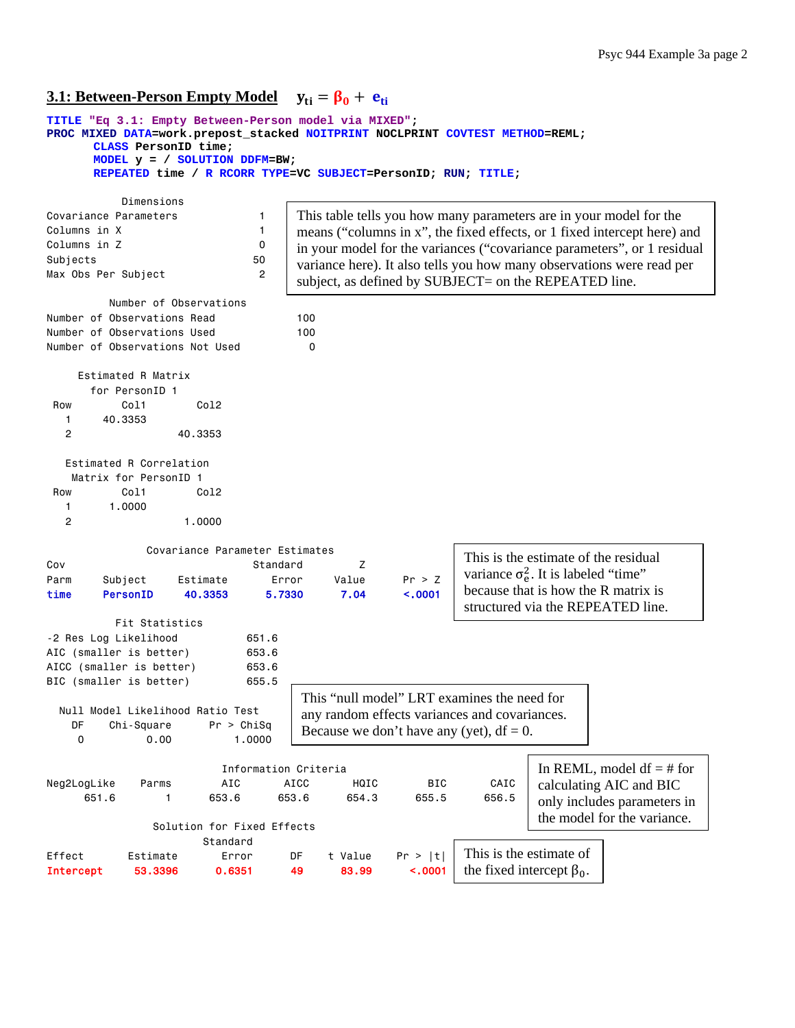## 3.1: Between-Person Empty Model $y_{ti} = \beta_0 + e_{ti}$

```
TITLE "Eq 3.1: Empty Between-Person model via MIXED";
PROC MIXED DATA=work.prepost_stacked NOITPRINT NOCLPRINT COVTEST METHOD=REML;
      CLASS PersonID time;
      MODEL y = / SOLUTION DDFM=BW;
      REPEATED time / R RCORR TYPE=VC SUBJECT=PersonID; RUN; TITLE;
```

```
           Dimensions
Covariance Parameters            1
Columns in X                     1
Columns in Z                     0
Subjects                        50
Max Obs Per Subject              2
```

This table tells you how many parameters are in your model for the means ("columns in x", the fixed effects, or 1 fixed intercept here) and in your model for the variances ("covariance parameters", or 1 residual variance here). It also tells you how many observations were read per subject, as defined by SUBJECT= on the REPEATED line.

```
         Number of Observations
Number of Observations Read             100
Number of Observations Used             100
Number of Observations Not Used           0

     Estimated R Matrix
       for PersonID 1
 Row        Col1        Col2
   1     40.3353
   2                 40.3353

   Estimated R Correlation
     Matrix for PersonID 1
 Row        Col1        Col2
   1      1.0000
   2                  1.0000

             Covariance Parameter Estimates
Cov                                 Standard         Z
Parm     Subject     Estimate          Error     Value       Pr > Z
time     PersonID     40.3353         5.7330      7.04       <.0001
```

This is the estimate of the residual variance $\sigma_e^2$. It is labeled "time" because that is how the R matrix is structured via the REPEATED line.

```
          Fit Statistics
-2 Res Log Likelihood           651.6
AIC (smaller is better)         653.6
AICC (smaller is better)        653.6
BIC (smaller is better)         655.5

  Null Model Likelihood Ratio Test
    DF    Chi-Square      Pr > ChiSq
     0          0.00          1.0000
```

This "null model" LRT examines the need for any random effects variances and covariances. Because we don't have any (yet), df = 0.

```
                          Information Criteria
Neg2LogLike      Parms        AIC       AICC       HQIC        BIC       CAIC
      651.6          1      653.6      653.6      654.3      655.5      656.5
```

In REML, model df = # for calculating AIC and BIC only includes parameters in the model for the variance.

```
                  Solution for Fixed Effects
                          Standard
Effect       Estimate        Error      DF    t Value    Pr > |t|
Intercept     53.3396       0.6351      49      83.99      <.0001
```

This is the estimate of the fixed intercept $\beta_0$.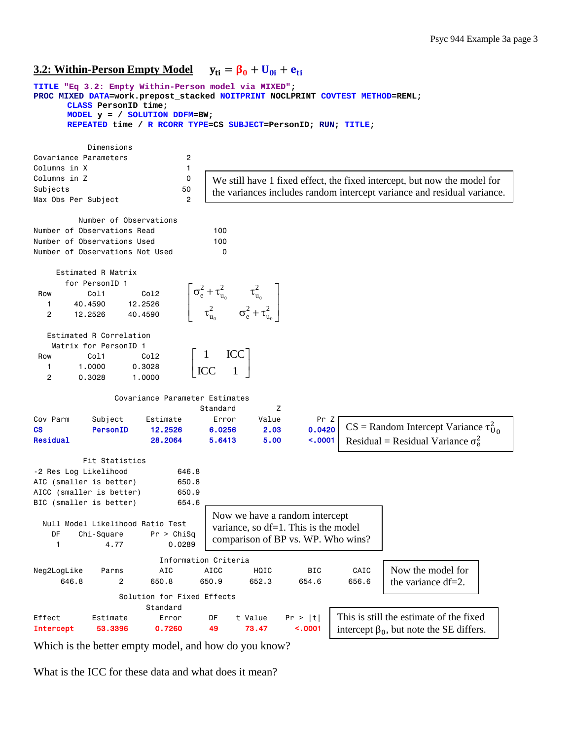## 3.2: Within-Person Empty Model $y_{ti} = \beta_0 + U_{0i} + e_{ti}$

```
TITLE "Eq 3.2: Empty Within-Person model via MIXED";
PROC MIXED DATA=work.prepost_stacked NOITPRINT NOCLPRINT COVTEST METHOD=REML;
      CLASS PersonID time;
      MODEL y = / SOLUTION DDFM=BW;
      REPEATED time / R RCORR TYPE=CS SUBJECT=PersonID; RUN; TITLE;
```

```
            Dimensions
Covariance Parameters              2
Columns in X                       1
Columns in Z                       0
Subjects                          50
Max Obs Per Subject                2
```

We still have 1 fixed effect, the fixed intercept, but now the model for the variances includes random intercept variance and residual variance.

```
          Number of Observations
Number of Observations Read             100
Number of Observations Used             100
Number of Observations Not Used           0
```

```
     Estimated R Matrix
       for PersonID 1
Row         Col1         Col2
  1      40.4590      12.2526
  2      12.2526      40.4590
```

$$\begin{bmatrix} \sigma_e^2 + \tau_{u_0}^2 & \tau_{u_0}^2 \\ \tau_{u_0}^2 & \sigma_e^2 + \tau_{u_0}^2 \end{bmatrix}$$

```
    Estimated R Correlation
      Matrix for PersonID 1
Row         Col1         Col2
  1       1.0000       0.3028
  2       0.3028       1.0000
```

$$\begin{bmatrix} 1 & ICC \\ ICC & 1 \end{bmatrix}$$

```
                    Covariance Parameter Estimates
                                          Standard         Z
Cov Parm     Subject      Estimate         Error       Value        Pr Z
CS           PersonID      12.2526        6.0256        2.03      0.0420
Residual                   28.2064        5.6413        5.00      <.0001
```

CS = Random Intercept Variance $\tau_{U_0}^2$
Residual = Residual Variance $\sigma_e^2$

```
            Fit Statistics
-2 Res Log Likelihood           646.8
AIC (smaller is better)         650.8
AICC (smaller is better)        650.9
BIC (smaller is better)         654.6
```

```
  Null Model Likelihood Ratio Test
    DF     Chi-Square       Pr > ChiSq
     1           4.77           0.0289
```

Now we have a random intercept variance, so df=1. This is the model comparison of BP vs. WP. Who wins?

```
                              Information Criteria
Neg2LogLike      Parms        AIC       AICC       HQIC        BIC       CAIC
      646.8          2      650.8      650.9      652.3      654.6      656.6
```

Now the model for the variance df=2.

```
                     Solution for Fixed Effects
                             Standard
Effect        Estimate         Error       DF     t Value     Pr > |t|
Intercept      53.3396        0.7260       49       73.47       <.0001
```

This is still the estimate of the fixed intercept $\beta_0$, but note the SE differs.

Which is the better empty model, and how do you know?

What is the ICC for these data and what does it mean?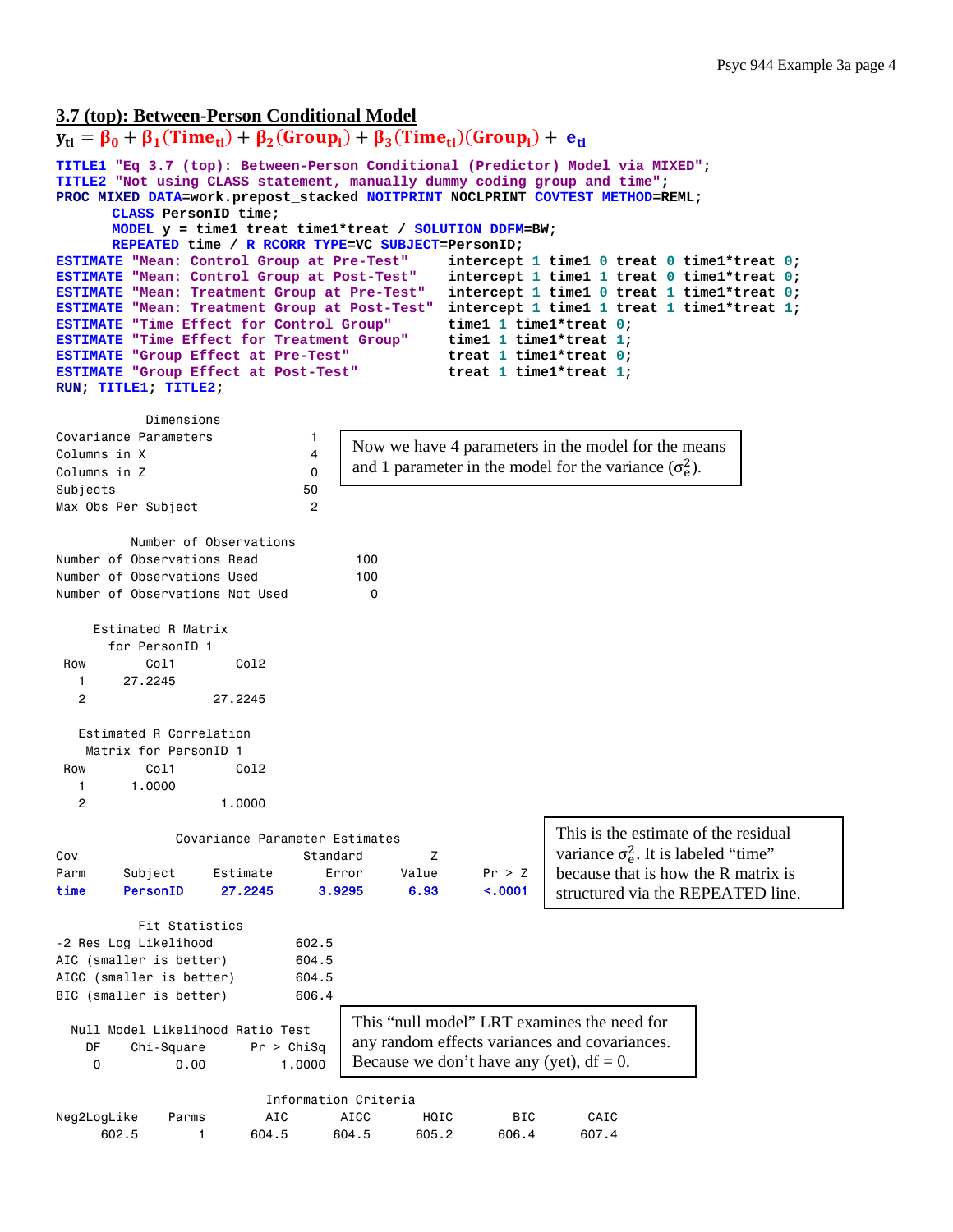## 3.7 (top): Between-Person Conditional Model

$$y_{ti} = \beta_0 + \beta_1(\text{Time}_{ti}) + \beta_2(\text{Group}_i) + \beta_3(\text{Time}_{ti})(\text{Group}_i) + e_{ti}$$

```
TITLE1 "Eq 3.7 (top): Between-Person Conditional (Predictor) Model via MIXED";
TITLE2 "Not using CLASS statement, manually dummy coding group and time";
PROC MIXED DATA=work.prepost_stacked NOITPRINT NOCLPRINT COVTEST METHOD=REML;
       CLASS PersonID time;
       MODEL y = time1 treat time1*treat / SOLUTION DDFM=BW;
       REPEATED time / R RCORR TYPE=VC SUBJECT=PersonID;
ESTIMATE "Mean: Control Group at Pre-Test"     intercept 1 time1 0 treat 0 time1*treat 0;
ESTIMATE "Mean: Control Group at Post-Test"    intercept 1 time1 1 treat 0 time1*treat 0;
ESTIMATE "Mean: Treatment Group at Pre-Test"   intercept 1 time1 0 treat 1 time1*treat 0;
ESTIMATE "Mean: Treatment Group at Post-Test"  intercept 1 time1 1 treat 1 time1*treat 1;
ESTIMATE "Time Effect for Control Group"       time1 1 time1*treat 0;
ESTIMATE "Time Effect for Treatment Group"     time1 1 time1*treat 1;
ESTIMATE "Group Effect at Pre-Test"            treat 1 time1*treat 0;
ESTIMATE "Group Effect at Post-Test"           treat 1 time1*treat 1;
RUN; TITLE1; TITLE2;
```

```
            Dimensions
Covariance Parameters            1
Columns in X                     4
Columns in Z                     0
Subjects                        50
Max Obs Per Subject              2
```

Now we have 4 parameters in the model for the means and 1 parameter in the model for the variance ($\sigma_e^2$).

```
          Number of Observations
Number of Observations Read            100
Number of Observations Used            100
Number of Observations Not Used          0

     Estimated R Matrix
       for PersonID 1
 Row        Col1        Col2
   1     27.2245
   2                 27.2245

   Estimated R Correlation
    Matrix for PersonID 1
 Row        Col1        Col2
   1      1.0000
   2                  1.0000

               Covariance Parameter Estimates
Cov                                  Standard        Z
Parm     Subject      Estimate        Error      Value       Pr > Z
time     PersonID      27.2245       3.9295       6.93       <.0001
```

This is the estimate of the residual variance $\sigma_e^2$. It is labeled "time" because that is how the R matrix is structured via the REPEATED line.

```
          Fit Statistics
-2 Res Log Likelihood          602.5
AIC (smaller is better)        604.5
AICC (smaller is better)       604.5
BIC (smaller is better)        606.4

  Null Model Likelihood Ratio Test
    DF    Chi-Square      Pr > ChiSq
     0          0.00          1.0000
```

This "null model" LRT examines the need for any random effects variances and covariances. Because we don't have any (yet), df = 0.

```
                                 Information Criteria
Neg2LogLike     Parms       AIC      AICC      HQIC       BIC      CAIC
      602.5         1     604.5     604.5     605.2     606.4     607.4
```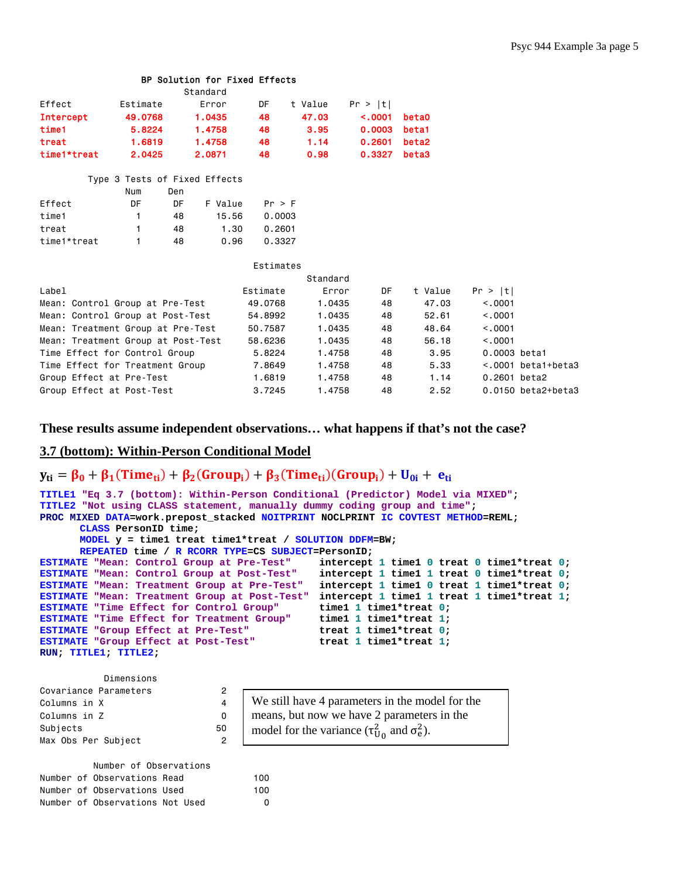BP Solution for Fixed Effects

| Effect | Estimate | Standard Error | DF | t Value | Pr > \|t\| | |
|---|---|---|---|---|---|---|
| Intercept | 49.0768 | 1.0435 | 48 | 47.03 | <.0001 | beta0 |
| time1 | 5.8224 | 1.4758 | 48 | 3.95 | 0.0003 | beta1 |
| treat | 1.6819 | 1.4758 | 48 | 1.14 | 0.2601 | beta2 |
| time1*treat | 2.0425 | 2.0871 | 48 | 0.98 | 0.3327 | beta3 |

Type 3 Tests of Fixed Effects

| Effect | Num DF | Den DF | F Value | Pr > F |
|---|---|---|---|---|
| time1 | 1 | 48 | 15.56 | 0.0003 |
| treat | 1 | 48 | 1.30 | 0.2601 |
| time1*treat | 1 | 48 | 0.96 | 0.3327 |

Estimates

| Label | Estimate | Standard Error | DF | t Value | Pr > \|t\| | |
|---|---|---|---|---|---|---|
| Mean: Control Group at Pre-Test | 49.0768 | 1.0435 | 48 | 47.03 | <.0001 | |
| Mean: Control Group at Post-Test | 54.8992 | 1.0435 | 48 | 52.61 | <.0001 | |
| Mean: Treatment Group at Pre-Test | 50.7587 | 1.0435 | 48 | 48.64 | <.0001 | |
| Mean: Treatment Group at Post-Test | 58.6236 | 1.0435 | 48 | 56.18 | <.0001 | |
| Time Effect for Control Group | 5.8224 | 1.4758 | 48 | 3.95 | 0.0003 | beta1 |
| Time Effect for Treatment Group | 7.8649 | 1.4758 | 48 | 5.33 | <.0001 | beta1+beta3 |
| Group Effect at Pre-Test | 1.6819 | 1.4758 | 48 | 1.14 | 0.2601 | beta2 |
| Group Effect at Post-Test | 3.7245 | 1.4758 | 48 | 2.52 | 0.0150 | beta2+beta3 |

**These results assume independent observations… what happens if that's not the case?**

## 3.7 (bottom): Within-Person Conditional Model

$$y_{ti} = \beta_0 + \beta_1(\text{Time}_{ti}) + \beta_2(\text{Group}_i) + \beta_3(\text{Time}_{ti})(\text{Group}_i) + U_{0i} + e_{ti}$$

```
TITLE1 "Eq 3.7 (bottom): Within-Person Conditional (Predictor) Model via MIXED";
TITLE2 "Not using CLASS statement, manually dummy coding group and time";
PROC MIXED DATA=work.prepost_stacked NOITPRINT NOCLPRINT IC COVTEST METHOD=REML;
      CLASS PersonID time;
      MODEL y = time1 treat time1*treat / SOLUTION DDFM=BW;
      REPEATED time / R RCORR TYPE=CS SUBJECT=PersonID;
ESTIMATE "Mean: Control Group at Pre-Test"     intercept 1 time1 0 treat 0 time1*treat 0;
ESTIMATE "Mean: Control Group at Post-Test"    intercept 1 time1 1 treat 0 time1*treat 0;
ESTIMATE "Mean: Treatment Group at Pre-Test"   intercept 1 time1 0 treat 1 time1*treat 0;
ESTIMATE "Mean: Treatment Group at Post-Test"  intercept 1 time1 1 treat 1 time1*treat 1;
ESTIMATE "Time Effect for Control Group"       time1 1 time1*treat 0;
ESTIMATE "Time Effect for Treatment Group"     time1 1 time1*treat 1;
ESTIMATE "Group Effect at Pre-Test"            treat 1 time1*treat 0;
ESTIMATE "Group Effect at Post-Test"           treat 1 time1*treat 1;
RUN; TITLE1; TITLE2;
```

Dimensions

| | |
|---|---|
| Covariance Parameters | 2 |
| Columns in X | 4 |
| Columns in Z | 0 |
| Subjects | 50 |
| Max Obs Per Subject | 2 |

We still have 4 parameters in the model for the means, but now we have 2 parameters in the model for the variance ($\tau^2_{U_0}$ and $\sigma^2_e$).

Number of Observations

| | |
|---|---|
| Number of Observations Read | 100 |
| Number of Observations Used | 100 |
| Number of Observations Not Used | 0 |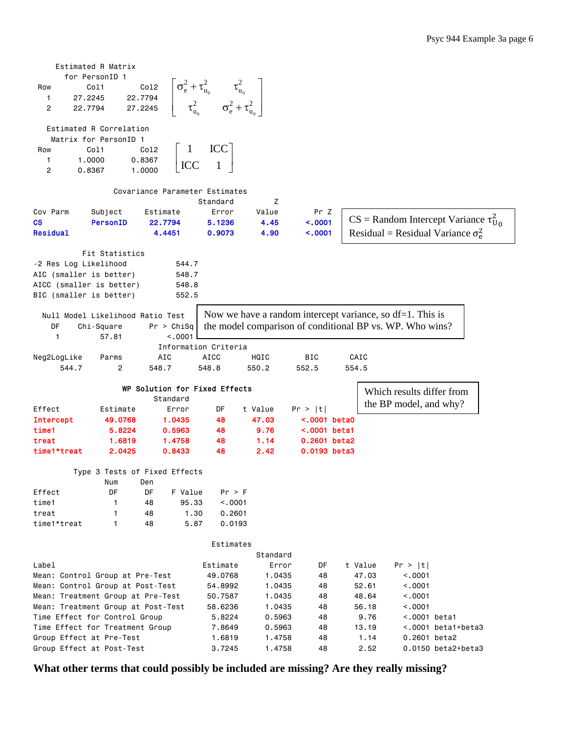**Estimated R Matrix for PersonID 1**

| Row | Col1 | Col2 |
|---|---|---|
| 1 | 27.2245 | 22.7794 |
| 2 | 22.7794 | 27.2245 |

$$\begin{bmatrix} \sigma_e^2 + \tau_{u_0}^2 & \tau_{u_0}^2 \\ \tau_{u_0}^2 & \sigma_e^2 + \tau_{u_0}^2 \end{bmatrix}$$

**Estimated R Correlation Matrix for PersonID 1**

| Row | Col1 | Col2 |
|---|---|---|
| 1 | 1.0000 | 0.8367 |
| 2 | 0.8367 | 1.0000 |

$$\begin{bmatrix} 1 & ICC \\ ICC & 1 \end{bmatrix}$$

**Covariance Parameter Estimates**

| Cov Parm | Subject | Estimate | Standard Error | Z Value | Pr Z |
|---|---|---|---|---|---|
| CS | PersonID | 22.7794 | 5.1236 | 4.45 | <.0001 |
| Residual | | 4.4451 | 0.9073 | 4.90 | <.0001 |

CS = Random Intercept Variance $\tau_{U_0}^2$
Residual = Residual Variance $\sigma_e^2$

**Fit Statistics**

| | |
|---|---|
| -2 Res Log Likelihood | 544.7 |
| AIC (smaller is better) | 548.7 |
| AICC (smaller is better) | 548.8 |
| BIC (smaller is better) | 552.5 |

**Null Model Likelihood Ratio Test**

| DF | Chi-Square | Pr > ChiSq |
|---|---|---|
| 1 | 57.81 | <.0001 |

Now we have a random intercept variance, so df=1. This is the model comparison of conditional BP vs. WP. Who wins?

**Information Criteria**

| Neg2LogLike | Parms | AIC | AICC | HQIC | BIC | CAIC |
|---|---|---|---|---|---|---|
| 544.7 | 2 | 548.7 | 548.8 | 550.2 | 552.5 | 554.5 |

**WP Solution for Fixed Effects**

| Effect | Estimate | Standard Error | DF | t Value | Pr > \|t\| | |
|---|---|---|---|---|---|---|
| Intercept | 49.0768 | 1.0435 | 48 | 47.03 | <.0001 | beta0 |
| time1 | 5.8224 | 0.5963 | 48 | 9.76 | <.0001 | beta1 |
| treat | 1.6819 | 1.4758 | 48 | 1.14 | 0.2601 | beta2 |
| time1*treat | 2.0425 | 0.8433 | 48 | 2.42 | 0.0193 | beta3 |

Which results differ from the BP model, and why?

**Type 3 Tests of Fixed Effects**

| Effect | Num DF | Den DF | F Value | Pr > F |
|---|---|---|---|---|
| time1 | 1 | 48 | 95.33 | <.0001 |
| treat | 1 | 48 | 1.30 | 0.2601 |
| time1*treat | 1 | 48 | 5.87 | 0.0193 |

**Estimates**

| Label | Estimate | Standard Error | DF | t Value | Pr > \|t\| | |
|---|---|---|---|---|---|---|
| Mean: Control Group at Pre-Test | 49.0768 | 1.0435 | 48 | 47.03 | <.0001 | |
| Mean: Control Group at Post-Test | 54.8992 | 1.0435 | 48 | 52.61 | <.0001 | |
| Mean: Treatment Group at Pre-Test | 50.7587 | 1.0435 | 48 | 48.64 | <.0001 | |
| Mean: Treatment Group at Post-Test | 58.6236 | 1.0435 | 48 | 56.18 | <.0001 | |
| Time Effect for Control Group | 5.8224 | 0.5963 | 48 | 9.76 | <.0001 | beta1 |
| Time Effect for Treatment Group | 7.8649 | 0.5963 | 48 | 13.19 | <.0001 | beta1+beta3 |
| Group Effect at Pre-Test | 1.6819 | 1.4758 | 48 | 1.14 | 0.2601 | beta2 |
| Group Effect at Post-Test | 3.7245 | 1.4758 | 48 | 2.52 | 0.0150 | beta2+beta3 |

**What other terms that could possibly be included are missing? Are they really missing?**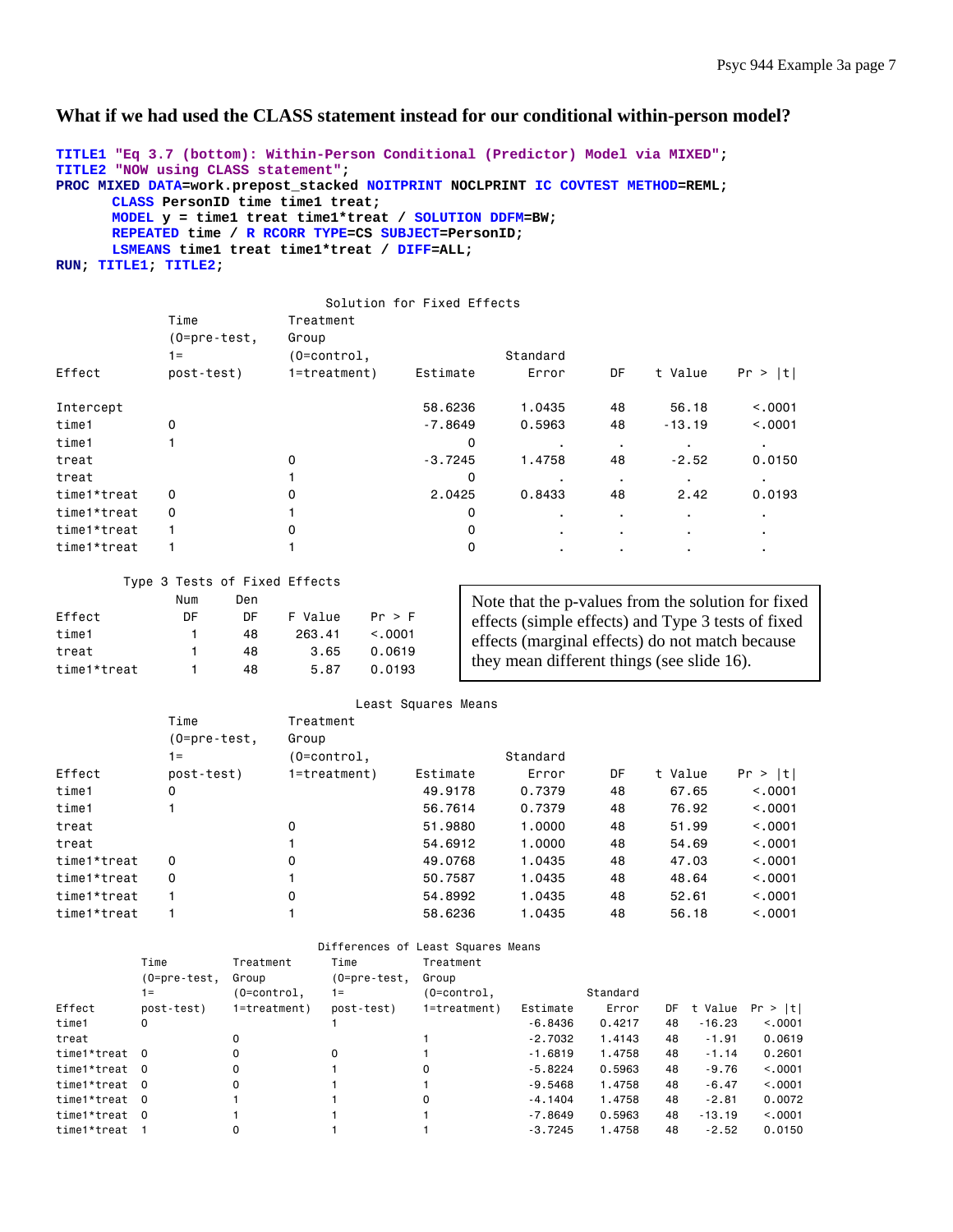**What if we had used the CLASS statement instead for our conditional within-person model?**

```
TITLE1 "Eq 3.7 (bottom): Within-Person Conditional (Predictor) Model via MIXED";
TITLE2 "NOW using CLASS statement";
PROC MIXED DATA=work.prepost_stacked NOITPRINT NOCLPRINT IC COVTEST METHOD=REML;
      CLASS PersonID time time1 treat;
      MODEL y = time1 treat time1*treat / SOLUTION DDFM=BW;
      REPEATED time / R RCORR TYPE=CS SUBJECT=PersonID;
      LSMEANS time1 treat time1*treat / DIFF=ALL;
RUN; TITLE1; TITLE2;
```

Solution for Fixed Effects

| Effect | Time (0=pre-test, 1=post-test) | Treatment Group (0=control, 1=treatment) | Estimate | Standard Error | DF | t Value | Pr > \|t\| |
|---|---|---|---|---|---|---|---|
| Intercept | | | 58.6236 | 1.0435 | 48 | 56.18 | <.0001 |
| time1 | 0 | | -7.8649 | 0.5963 | 48 | -13.19 | <.0001 |
| time1 | 1 | | 0 | . | . | . | . |
| treat | | 0 | -3.7245 | 1.4758 | 48 | -2.52 | 0.0150 |
| treat | | 1 | 0 | . | . | . | . |
| time1*treat | 0 | 0 | 2.0425 | 0.8433 | 48 | 2.42 | 0.0193 |
| time1*treat | 0 | 1 | 0 | . | . | . | . |
| time1*treat | 1 | 0 | 0 | . | . | . | . |
| time1*treat | 1 | 1 | 0 | . | . | . | . |

Type 3 Tests of Fixed Effects

| Effect | Num DF | Den DF | F Value | Pr > F |
|---|---|---|---|---|
| time1 | 1 | 48 | 263.41 | <.0001 |
| treat | 1 | 48 | 3.65 | 0.0619 |
| time1*treat | 1 | 48 | 5.87 | 0.0193 |

Note that the p-values from the solution for fixed effects (simple effects) and Type 3 tests of fixed effects (marginal effects) do not match because they mean different things (see slide 16).

Least Squares Means

| Effect | Time (0=pre-test, 1=post-test) | Treatment Group (0=control, 1=treatment) | Estimate | Standard Error | DF | t Value | Pr > \|t\| |
|---|---|---|---|---|---|---|---|
| time1 | 0 | | 49.9178 | 0.7379 | 48 | 67.65 | <.0001 |
| time1 | 1 | | 56.7614 | 0.7379 | 48 | 76.92 | <.0001 |
| treat | | 0 | 51.9880 | 1.0000 | 48 | 51.99 | <.0001 |
| treat | | 1 | 54.6912 | 1.0000 | 48 | 54.69 | <.0001 |
| time1*treat | 0 | 0 | 49.0768 | 1.0435 | 48 | 47.03 | <.0001 |
| time1*treat | 0 | 1 | 50.7587 | 1.0435 | 48 | 48.64 | <.0001 |
| time1*treat | 1 | 0 | 54.8992 | 1.0435 | 48 | 52.61 | <.0001 |
| time1*treat | 1 | 1 | 58.6236 | 1.0435 | 48 | 56.18 | <.0001 |

Differences of Least Squares Means

| Effect | Time (0=pre-test, 1=post-test) | Treatment Group (0=control, 1=treatment) | Time (0=pre-test, 1=post-test) | Treatment Group (0=control, 1=treatment) | Estimate | Standard Error | DF | t Value | Pr > \|t\| |
|---|---|---|---|---|---|---|---|---|---|
| time1 | 0 | | 1 | | -6.8436 | 0.4217 | 48 | -16.23 | <.0001 |
| treat | | 0 | | 1 | -2.7032 | 1.4143 | 48 | -1.91 | 0.0619 |
| time1*treat | 0 | 0 | 0 | 1 | -1.6819 | 1.4758 | 48 | -1.14 | 0.2601 |
| time1*treat | 0 | 0 | 1 | 0 | -5.8224 | 0.5963 | 48 | -9.76 | <.0001 |
| time1*treat | 0 | 0 | 1 | 1 | -9.5468 | 1.4758 | 48 | -6.47 | <.0001 |
| time1*treat | 0 | 1 | 1 | 0 | -4.1404 | 1.4758 | 48 | -2.81 | 0.0072 |
| time1*treat | 0 | 1 | 1 | 1 | -7.8649 | 0.5963 | 48 | -13.19 | <.0001 |
| time1*treat | 1 | 0 | 1 | 1 | -3.7245 | 1.4758 | 48 | -2.52 | 0.0150 |